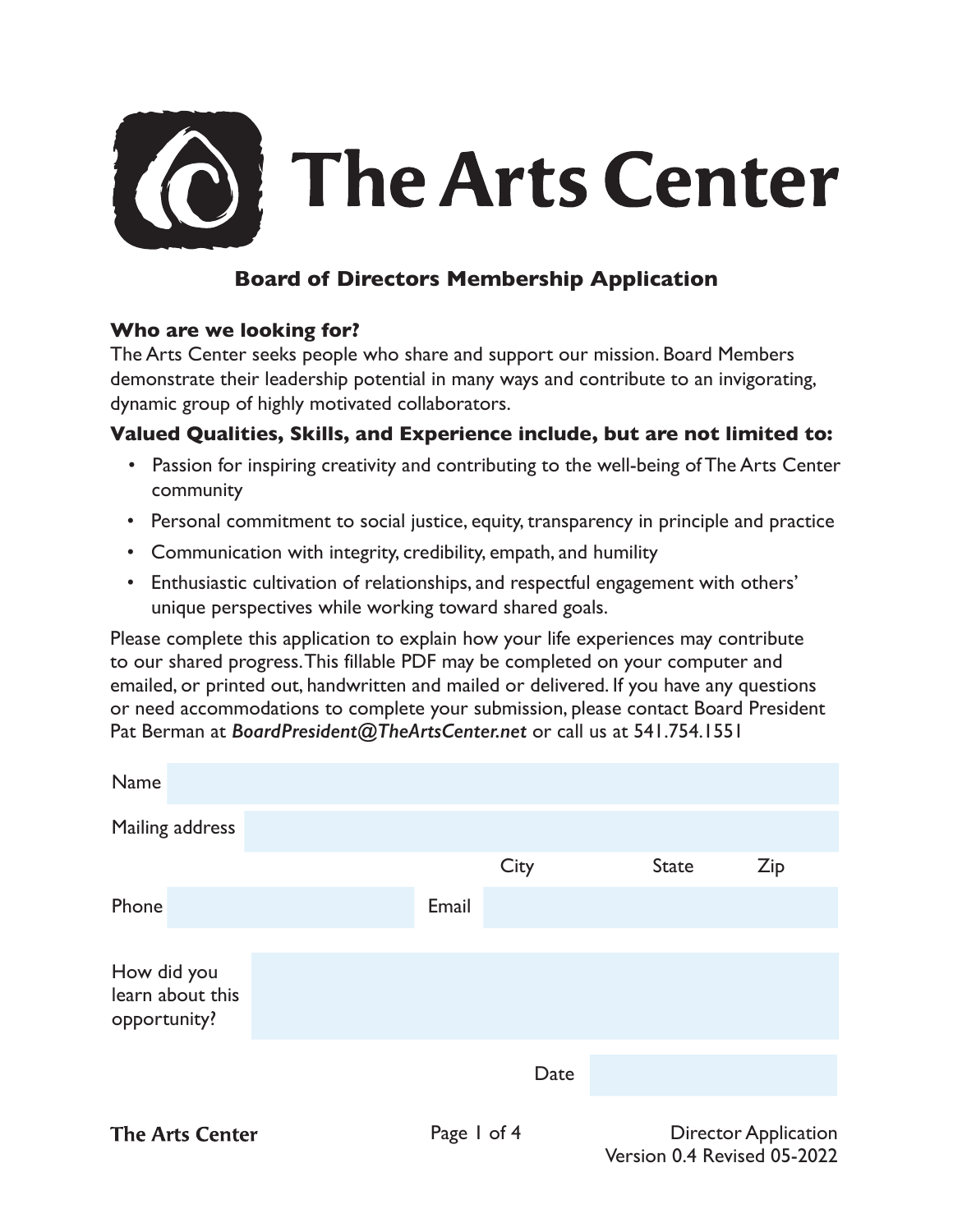# The Arts Center

## Board of Directors Membership Application

**Who are we looking for?**

The Arts Center seeks people who share and support our mission. Board Members demonstrate their leadership potential in many ways and contribute to an invigorating, dynamic group of highly motivated collaborators.

**Valued Qualities, Skills, and Experience include, but are not limited to:**

- Passion for inspiring creativity and contributing to the well-being of The Arts Center community
- Personal commitment to social justice, equity, transparency in principle and practice
- Communication with integrity, credibility, empath, and humility
- Enthusiastic cultivation of relationships, and respectful engagement with others' unique perspectives while working toward shared goals.

Please complete this application to explain how your life experiences may contribute to our shared progress. This fillable PDF may be completed on your computer and emailed, or printed out, handwritten and mailed or delivered. If you have any questions or need accommodations to complete your submission, please contact Board President Pat Berman at ***BoardPresident@TheArtsCenter.net*** or call us at 541.754.1551

Name

Mailing address

City State Zip

Phone Email

How did you learn about this opportunity?

Date

Director Application
Version 0.4 Revised 05-2022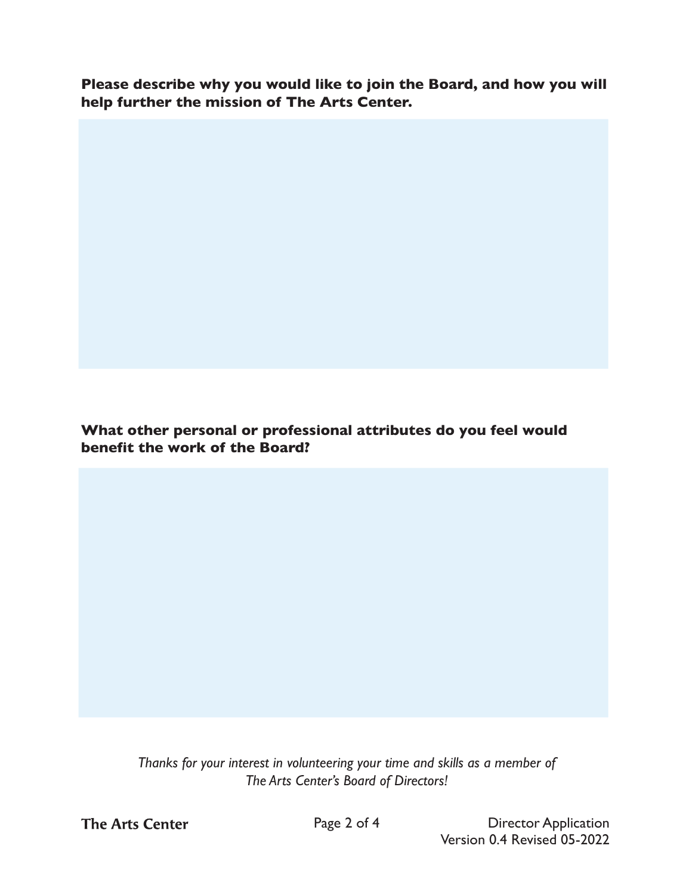**Please describe why you would like to join the Board, and how you will help further the mission of The Arts Center.**

**What other personal or professional attributes do you feel would benefit the work of the Board?**

*Thanks for your interest in volunteering your time and skills as a member of The Arts Center's Board of Directors!*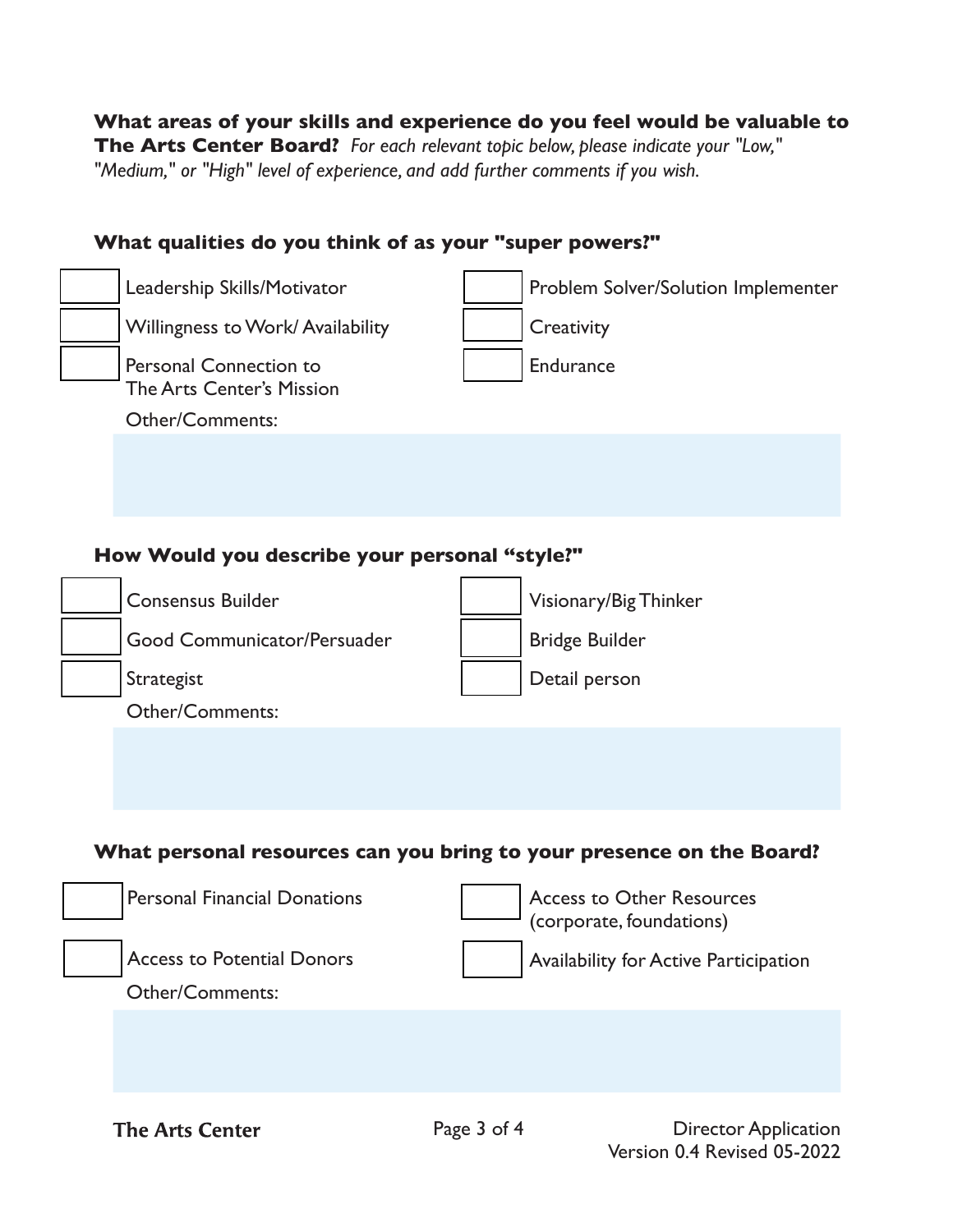**What areas of your skills and experience do you feel would be valuable to The Arts Center Board?** *For each relevant topic below, please indicate your "Low," "Medium," or "High" level of experience, and add further comments if you wish.*

### What qualities do you think of as your "super powers?"

| | | | |
|---|---|---|---|
| | Leadership Skills/Motivator | | Problem Solver/Solution Implementer |
| | Willingness to Work/ Availability | | Creativity |
| | Personal Connection to The Arts Center's Mission | | Endurance |

Other/Comments:

### How Would you describe your personal "style?"

| | | | |
|---|---|---|---|
| | Consensus Builder | | Visionary/Big Thinker |
| | Good Communicator/Persuader | | Bridge Builder |
| | Strategist | | Detail person |

Other/Comments:

### What personal resources can you bring to your presence on the Board?

| | | | |
|---|---|---|---|
| | Personal Financial Donations | | Access to Other Resources (corporate, foundations) |
| | Access to Potential Donors | | Availability for Active Participation |

Other/Comments: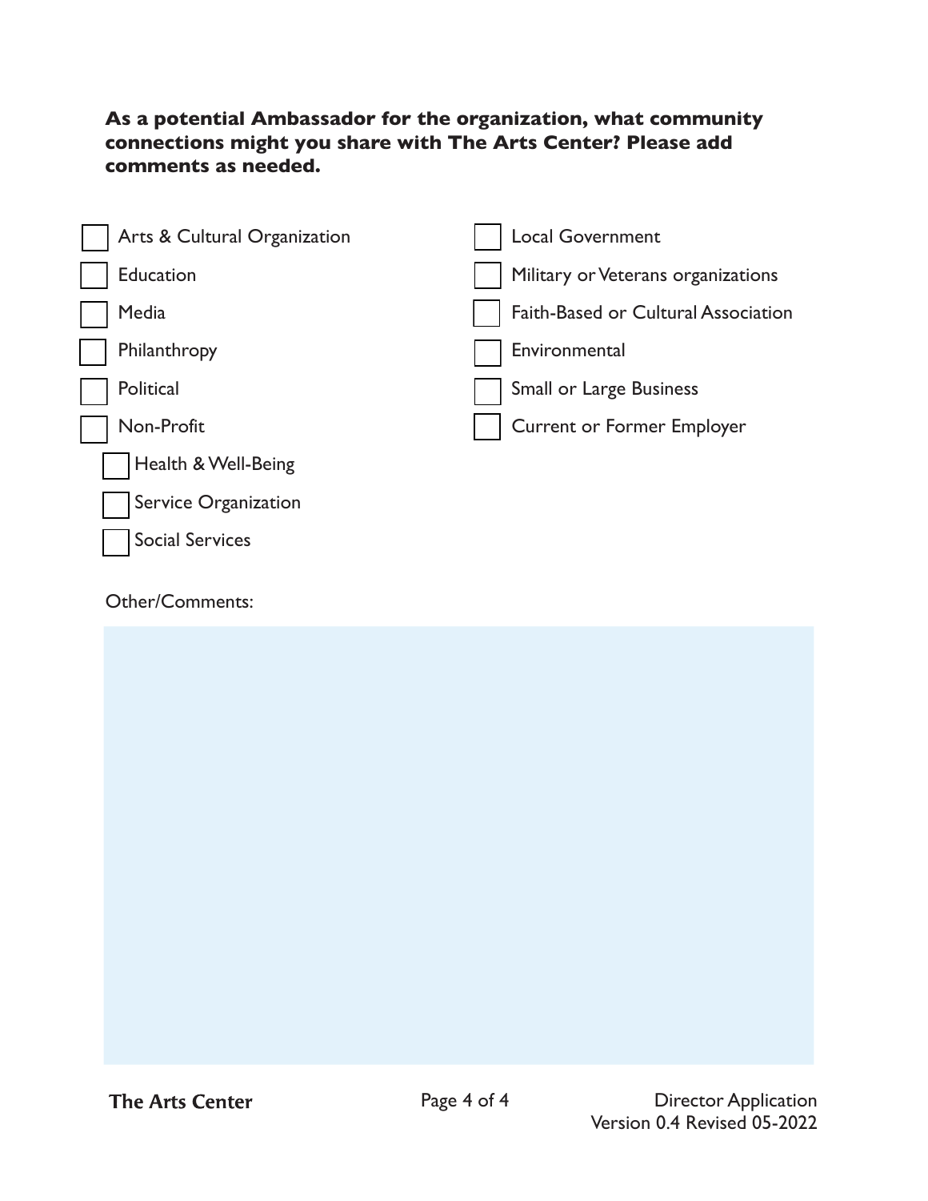**As a potential Ambassador for the organization, what community connections might you share with The Arts Center? Please add comments as needed.**

- [ ] Arts & Cultural Organization
- [ ] Education
- [ ] Media
- [ ] Philanthropy
- [ ] Political
- [ ] Non-Profit
  - [ ] Health & Well-Being
  - [ ] Service Organization
  - [ ] Social Services
- [ ] Local Government
- [ ] Military or Veterans organizations
- [ ] Faith-Based or Cultural Association
- [ ] Environmental
- [ ] Small or Large Business
- [ ] Current or Former Employer

Other/Comments:

The Arts Center

Director Application
Version 0.4 Revised 05-2022